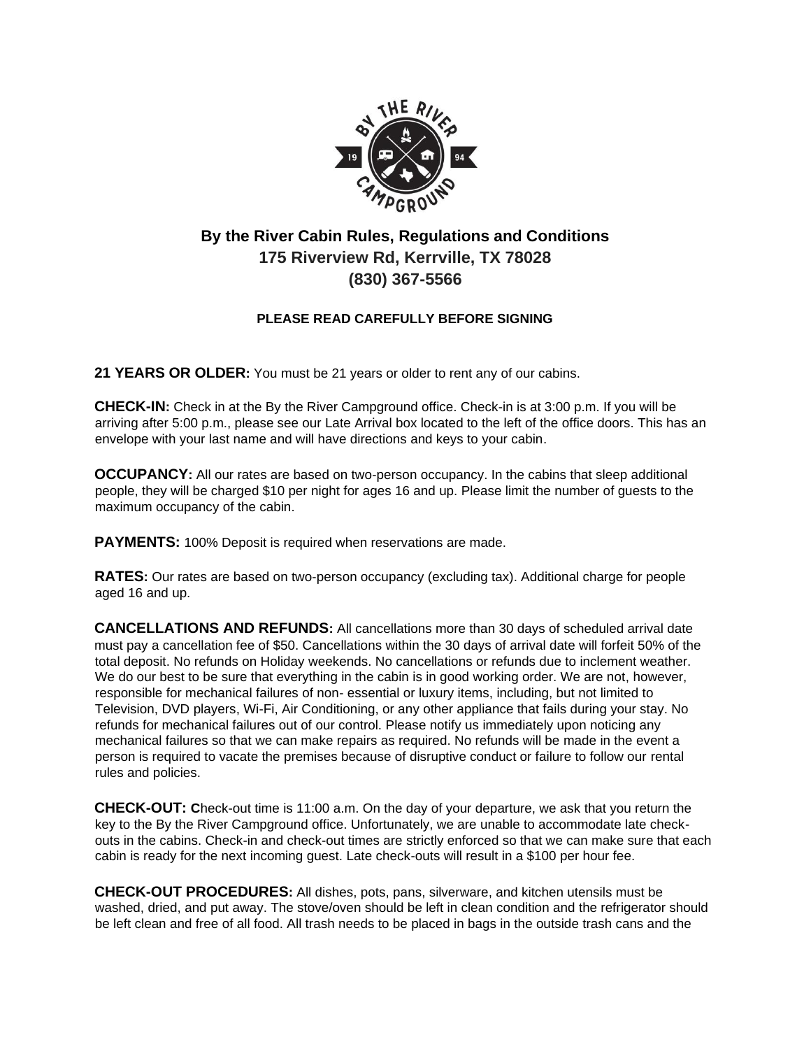# By the River Cabin Rules, Regulations and Conditions

## 175 Riverview Rd, Kerrville, TX 78028

## (830) 367-5566

**PLEASE READ CAREFULLY BEFORE SIGNING**

**21 YEARS OR OLDER:** You must be 21 years or older to rent any of our cabins.

**CHECK-IN:** Check in at the By the River Campground office. Check-in is at 3:00 p.m. If you will be arriving after 5:00 p.m., please see our Late Arrival box located to the left of the office doors. This has an envelope with your last name and will have directions and keys to your cabin.

**OCCUPANCY:** All our rates are based on two-person occupancy. In the cabins that sleep additional people, they will be charged $10 per night for ages 16 and up. Please limit the number of guests to the maximum occupancy of the cabin.

**PAYMENTS:** 100% Deposit is required when reservations are made.

**RATES:** Our rates are based on two-person occupancy (excluding tax). Additional charge for people aged 16 and up.

**CANCELLATIONS AND REFUNDS:** All cancellations more than 30 days of scheduled arrival date must pay a cancellation fee of $50. Cancellations within the 30 days of arrival date will forfeit 50% of the total deposit. No refunds on Holiday weekends. No cancellations or refunds due to inclement weather. We do our best to be sure that everything in the cabin is in good working order. We are not, however, responsible for mechanical failures of non- essential or luxury items, including, but not limited to Television, DVD players, Wi-Fi, Air Conditioning, or any other appliance that fails during your stay. No refunds for mechanical failures out of our control. Please notify us immediately upon noticing any mechanical failures so that we can make repairs as required. No refunds will be made in the event a person is required to vacate the premises because of disruptive conduct or failure to follow our rental rules and policies.

**CHECK-OUT: C**heck-out time is 11:00 a.m. On the day of your departure, we ask that you return the key to the By the River Campground office. Unfortunately, we are unable to accommodate late check-outs in the cabins. Check-in and check-out times are strictly enforced so that we can make sure that each cabin is ready for the next incoming guest. Late check-outs will result in a $100 per hour fee.

**CHECK-OUT PROCEDURES:** All dishes, pots, pans, silverware, and kitchen utensils must be washed, dried, and put away. The stove/oven should be left in clean condition and the refrigerator should be left clean and free of all food. All trash needs to be placed in bags in the outside trash cans and the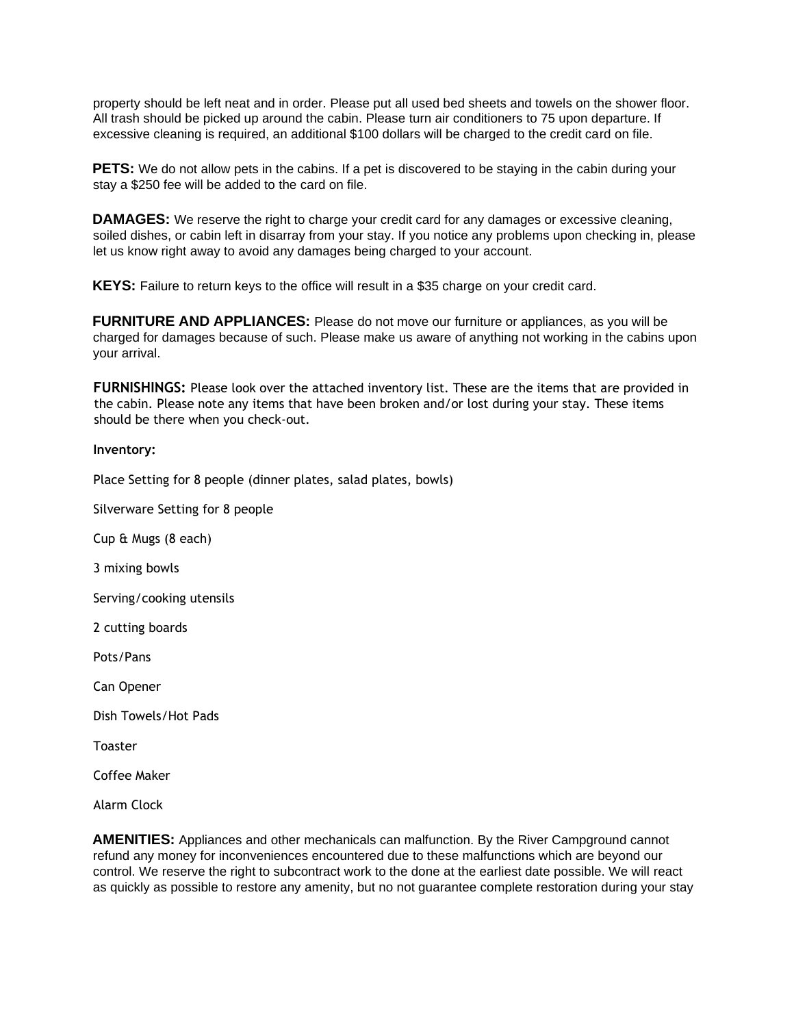property should be left neat and in order. Please put all used bed sheets and towels on the shower floor. All trash should be picked up around the cabin. Please turn air conditioners to 75 upon departure. If excessive cleaning is required, an additional $100 dollars will be charged to the credit card on file.

**PETS:** We do not allow pets in the cabins. If a pet is discovered to be staying in the cabin during your stay a $250 fee will be added to the card on file.

**DAMAGES:** We reserve the right to charge your credit card for any damages or excessive cleaning, soiled dishes, or cabin left in disarray from your stay. If you notice any problems upon checking in, please let us know right away to avoid any damages being charged to your account.

**KEYS:** Failure to return keys to the office will result in a $35 charge on your credit card.

**FURNITURE AND APPLIANCES:** Please do not move our furniture or appliances, as you will be charged for damages because of such. Please make us aware of anything not working in the cabins upon your arrival.

**FURNISHINGS:** Please look over the attached inventory list. These are the items that are provided in the cabin. Please note any items that have been broken and/or lost during your stay. These items should be there when you check-out.

**Inventory:**

Place Setting for 8 people (dinner plates, salad plates, bowls)

Silverware Setting for 8 people

Cup & Mugs (8 each)

3 mixing bowls

Serving/cooking utensils

2 cutting boards

Pots/Pans

Can Opener

Dish Towels/Hot Pads

Toaster

Coffee Maker

Alarm Clock

**AMENITIES:** Appliances and other mechanicals can malfunction. By the River Campground cannot refund any money for inconveniences encountered due to these malfunctions which are beyond our control. We reserve the right to subcontract work to the done at the earliest date possible. We will react as quickly as possible to restore any amenity, but no not guarantee complete restoration during your stay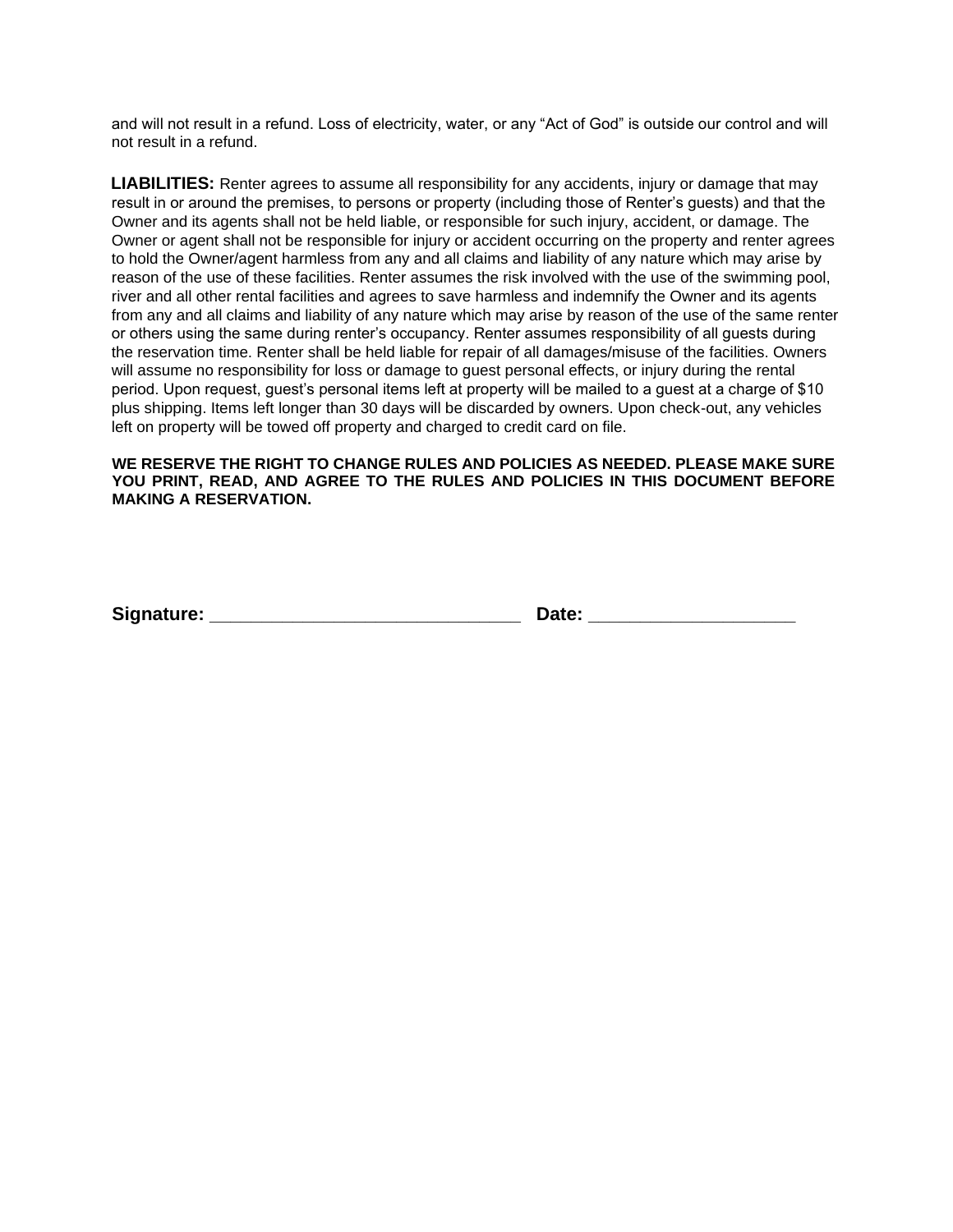and will not result in a refund. Loss of electricity, water, or any "Act of God" is outside our control and will not result in a refund.

**LIABILITIES:** Renter agrees to assume all responsibility for any accidents, injury or damage that may result in or around the premises, to persons or property (including those of Renter's guests) and that the Owner and its agents shall not be held liable, or responsible for such injury, accident, or damage. The Owner or agent shall not be responsible for injury or accident occurring on the property and renter agrees to hold the Owner/agent harmless from any and all claims and liability of any nature which may arise by reason of the use of these facilities. Renter assumes the risk involved with the use of the swimming pool, river and all other rental facilities and agrees to save harmless and indemnify the Owner and its agents from any and all claims and liability of any nature which may arise by reason of the use of the same renter or others using the same during renter's occupancy. Renter assumes responsibility of all guests during the reservation time. Renter shall be held liable for repair of all damages/misuse of the facilities. Owners will assume no responsibility for loss or damage to guest personal effects, or injury during the rental period. Upon request, guest's personal items left at property will be mailed to a guest at a charge of $10 plus shipping. Items left longer than 30 days will be discarded by owners. Upon check-out, any vehicles left on property will be towed off property and charged to credit card on file.

**WE RESERVE THE RIGHT TO CHANGE RULES AND POLICIES AS NEEDED. PLEASE MAKE SURE YOU PRINT, READ, AND AGREE TO THE RULES AND POLICIES IN THIS DOCUMENT BEFORE MAKING A RESERVATION.**

**Signature:** ______________________________ **Date:** ____________________